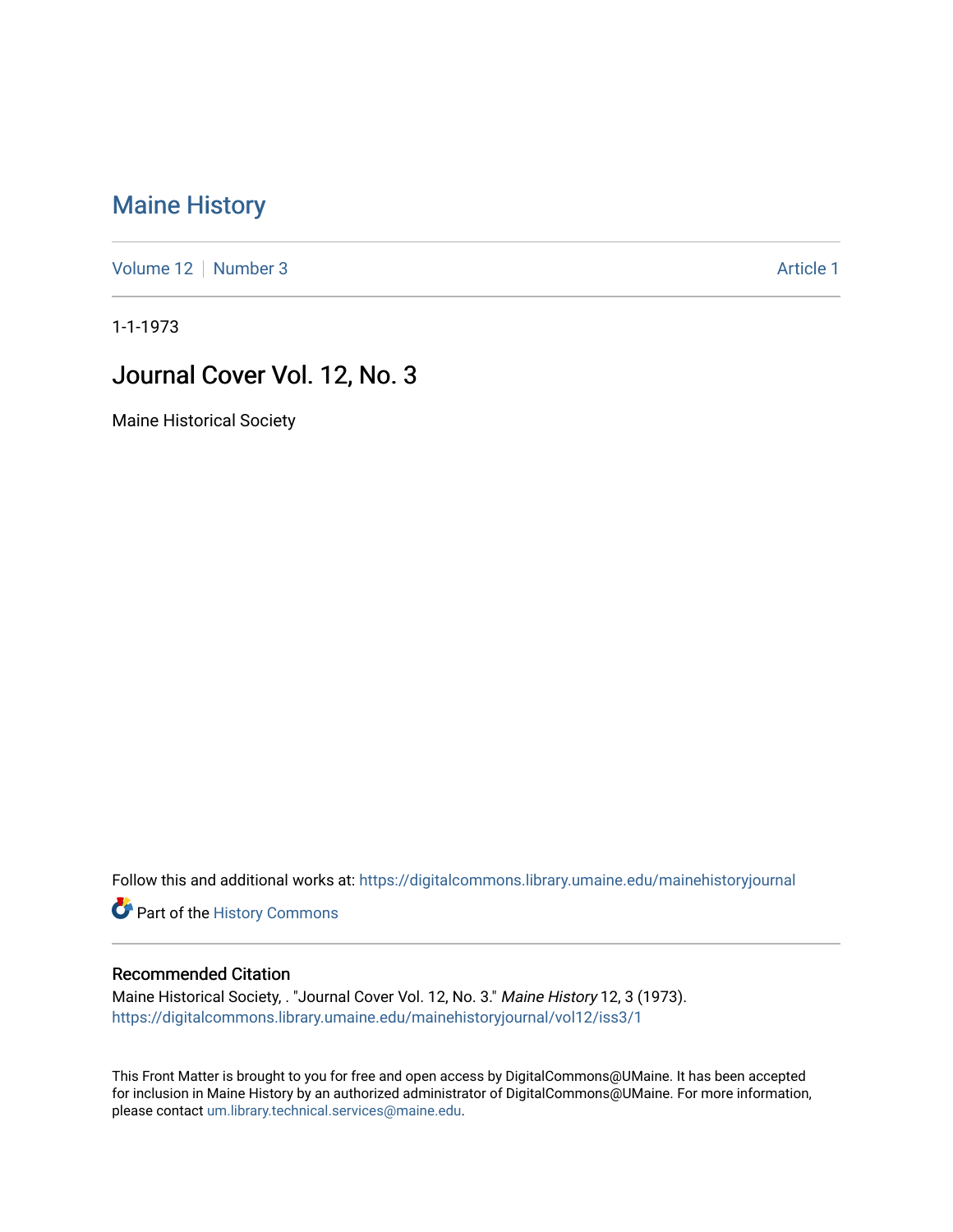# Maine History

Volume 12 | Number 3 | Article 1

1-1-1973

## Journal Cover Vol. 12, No. 3

Maine Historical Society

Follow this and additional works at: https://digitalcommons.library.umaine.edu/mainehistoryjournal

Part of the History Commons

### Recommended Citation

Maine Historical Society, . "Journal Cover Vol. 12, No. 3." *Maine History* 12, 3 (1973).
https://digitalcommons.library.umaine.edu/mainehistoryjournal/vol12/iss3/1

This Front Matter is brought to you for free and open access by DigitalCommons@UMaine. It has been accepted for inclusion in Maine History by an authorized administrator of DigitalCommons@UMaine. For more information, please contact um.library.technical.services@maine.edu.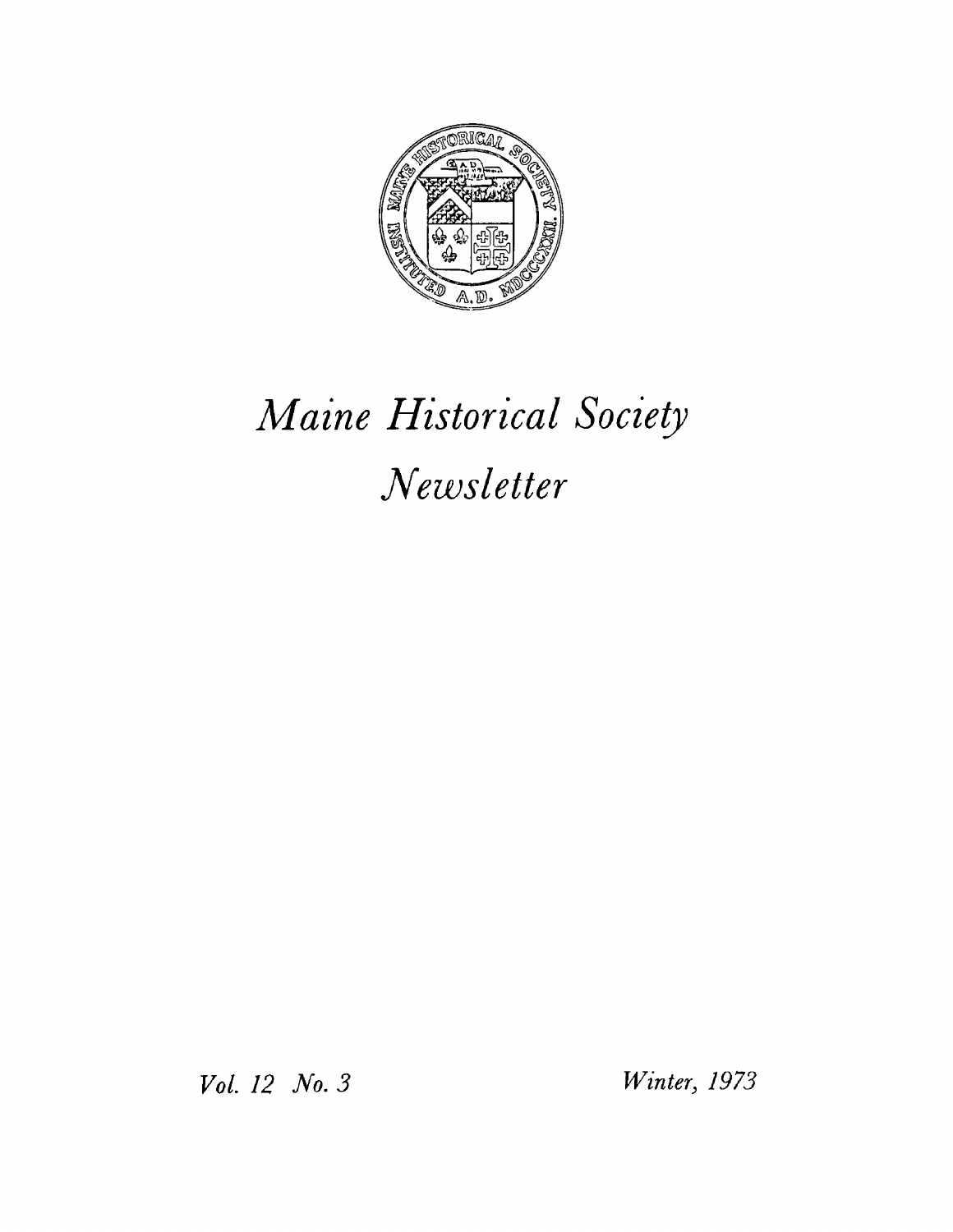# *Maine Historical Society Newsletter*

*Vol. 12 No. 3*

*Winter, 1973*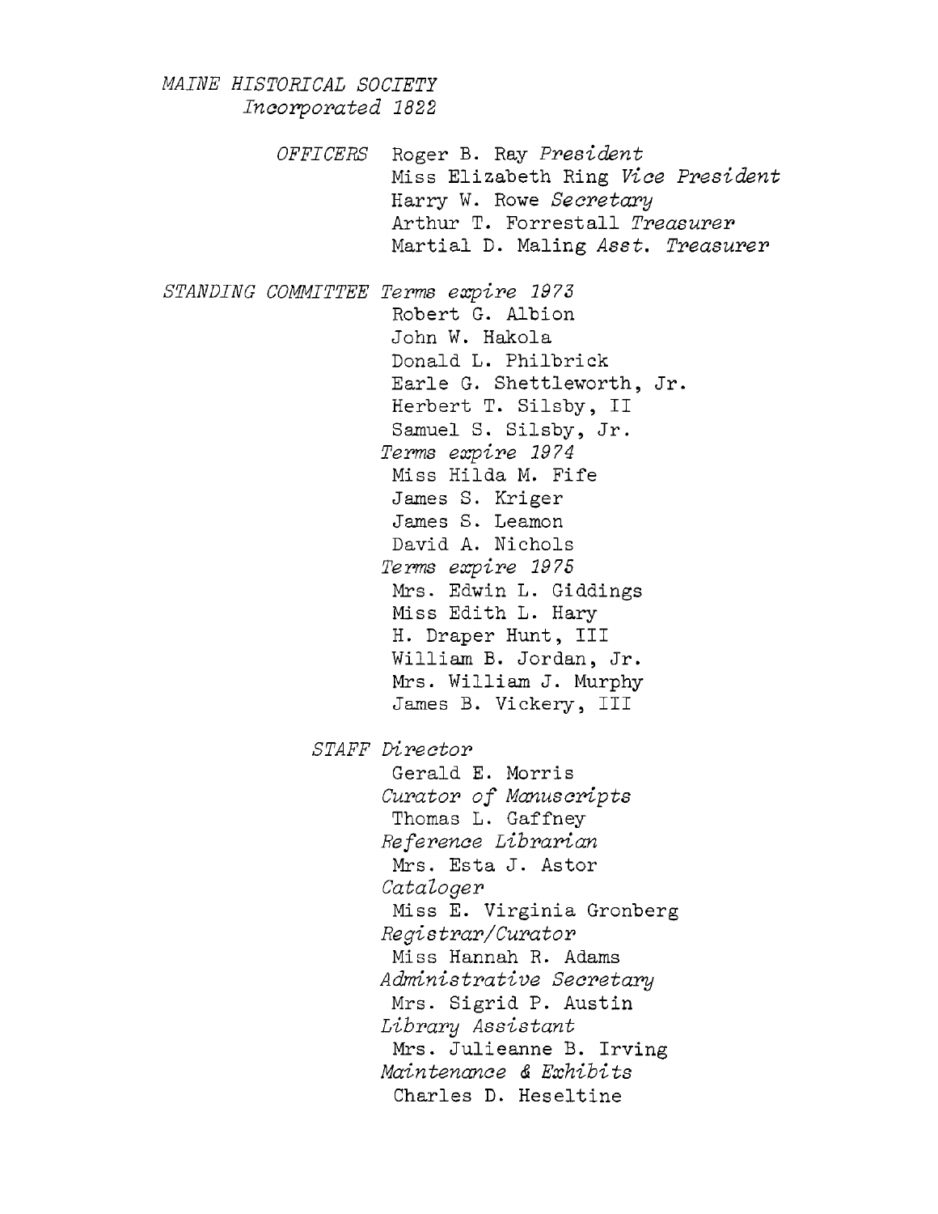*MAINE HISTORICAL SOCIETY*
*Incorporated 1822*

*OFFICERS*

Roger B. Ray *President*
Miss Elizabeth Ring *Vice President*
Harry W. Rowe *Secretary*
Arthur T. Forrestall *Treasurer*
Martial D. Maling *Asst. Treasurer*

*STANDING COMMITTEE*

*Terms expire 1973*
Robert G. Albion
John W. Hakola
Donald L. Philbrick
Earle G. Shettleworth, Jr.
Herbert T. Silsby, II
Samuel S. Silsby, Jr.

*Terms expire 1974*
Miss Hilda M. Fife
James S. Kriger
James S. Leamon
David A. Nichols

*Terms expire 1975*
Mrs. Edwin L. Giddings
Miss Edith L. Hary
H. Draper Hunt, III
William B. Jordan, Jr.
Mrs. William J. Murphy
James B. Vickery, III

*STAFF*

*Director*
Gerald E. Morris

*Curator of Manuscripts*
Thomas L. Gaffney

*Reference Librarian*
Mrs. Esta J. Astor

*Cataloger*
Miss E. Virginia Gronberg

*Registrar/Curator*
Miss Hannah R. Adams

*Administrative Secretary*
Mrs. Sigrid P. Austin

*Library Assistant*
Mrs. Julieanne B. Irving

*Maintenance & Exhibits*
Charles D. Heseltine